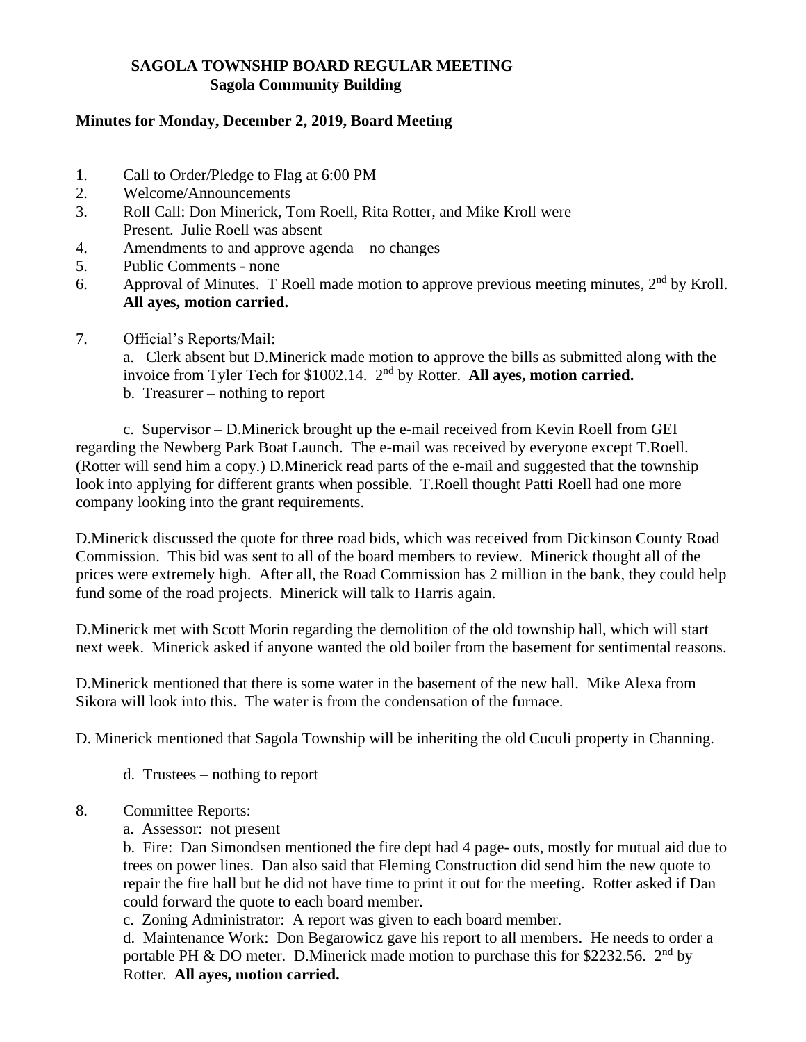# SAGOLA TOWNSHIP BOARD REGULAR MEETING
## Sagola Community Building

**Minutes for Monday, December 2, 2019, Board Meeting**

1. Call to Order/Pledge to Flag at 6:00 PM
2. Welcome/Announcements
3. Roll Call: Don Minerick, Tom Roell, Rita Rotter, and Mike Kroll were Present. Julie Roell was absent
4. Amendments to and approve agenda – no changes
5. Public Comments - none
6. Approval of Minutes. T Roell made motion to approve previous meeting minutes, 2nd by Kroll. **All ayes, motion carried.**
7. Official's Reports/Mail:

   a. Clerk absent but D.Minerick made motion to approve the bills as submitted along with the invoice from Tyler Tech for $1002.14. 2nd by Rotter. **All ayes, motion carried.**

   b. Treasurer – nothing to report

   c. Supervisor – D.Minerick brought up the e-mail received from Kevin Roell from GEI regarding the Newberg Park Boat Launch. The e-mail was received by everyone except T.Roell. (Rotter will send him a copy.) D.Minerick read parts of the e-mail and suggested that the township look into applying for different grants when possible. T.Roell thought Patti Roell had one more company looking into the grant requirements.

D.Minerick discussed the quote for three road bids, which was received from Dickinson County Road Commission. This bid was sent to all of the board members to review. Minerick thought all of the prices were extremely high. After all, the Road Commission has 2 million in the bank, they could help fund some of the road projects. Minerick will talk to Harris again.

D.Minerick met with Scott Morin regarding the demolition of the old township hall, which will start next week. Minerick asked if anyone wanted the old boiler from the basement for sentimental reasons.

D.Minerick mentioned that there is some water in the basement of the new hall. Mike Alexa from Sikora will look into this. The water is from the condensation of the furnace.

D. Minerick mentioned that Sagola Township will be inheriting the old Cuculi property in Channing.

   d. Trustees – nothing to report

8. Committee Reports:

   a. Assessor: not present

   b. Fire: Dan Simondsen mentioned the fire dept had 4 page- outs, mostly for mutual aid due to trees on power lines. Dan also said that Fleming Construction did send him the new quote to repair the fire hall but he did not have time to print it out for the meeting. Rotter asked if Dan could forward the quote to each board member.

   c. Zoning Administrator: A report was given to each board member.

   d. Maintenance Work: Don Begarowicz gave his report to all members. He needs to order a portable PH & DO meter. D.Minerick made motion to purchase this for $2232.56. 2nd by Rotter. **All ayes, motion carried.**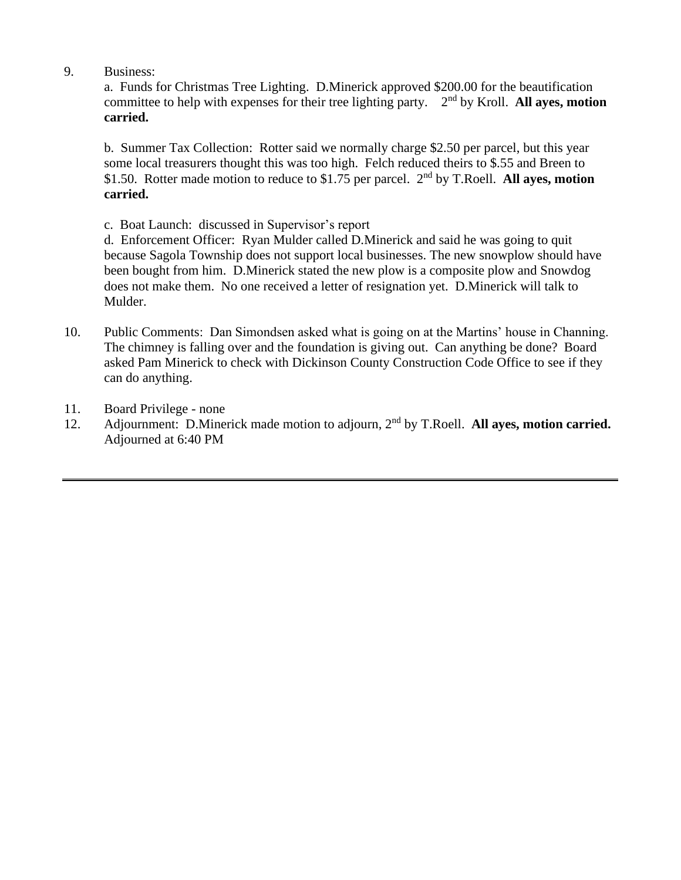9. Business:

   a. Funds for Christmas Tree Lighting. D.Minerick approved $200.00 for the beautification committee to help with expenses for their tree lighting party. 2nd by Kroll. **All ayes, motion carried.**

   b. Summer Tax Collection: Rotter said we normally charge $2.50 per parcel, but this year some local treasurers thought this was too high. Felch reduced theirs to $.55 and Breen to $1.50. Rotter made motion to reduce to $1.75 per parcel. 2nd by T.Roell. **All ayes, motion carried.**

   c. Boat Launch: discussed in Supervisor's report

   d. Enforcement Officer: Ryan Mulder called D.Minerick and said he was going to quit because Sagola Township does not support local businesses. The new snowplow should have been bought from him. D.Minerick stated the new plow is a composite plow and Snowdog does not make them. No one received a letter of resignation yet. D.Minerick will talk to Mulder.

10. Public Comments: Dan Simondsen asked what is going on at the Martins' house in Channing. The chimney is falling over and the foundation is giving out. Can anything be done? Board asked Pam Minerick to check with Dickinson County Construction Code Office to see if they can do anything.

11. Board Privilege - none
12. Adjournment: D.Minerick made motion to adjourn, 2nd by T.Roell. **All ayes, motion carried.** Adjourned at 6:40 PM

---